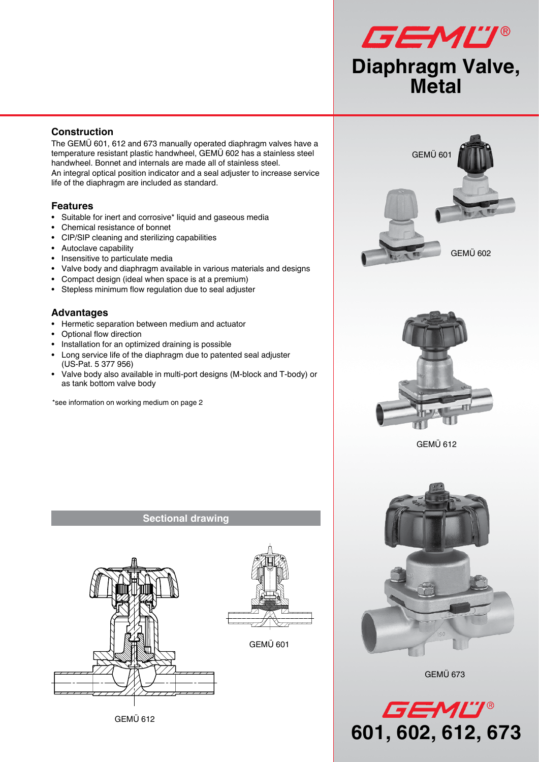# Diaphragm Valve, Metal

## Construction

The GEMÜ 601, 612 and 673 manually operated diaphragm valves have a temperature resistant plastic handwheel, GEMÜ 602 has a stainless steel handwheel. Bonnet and internals are made all of stainless steel.
An integral optical position indicator and a seal adjuster to increase service life of the diaphragm are included as standard.

## Features

- Suitable for inert and corrosive* liquid and gaseous media
- Chemical resistance of bonnet
- CIP/SIP cleaning and sterilizing capabilities
- Autoclave capability
- Insensitive to particulate media
- Valve body and diaphragm available in various materials and designs
- Compact design (ideal when space is at a premium)
- Stepless minimum flow regulation due to seal adjuster

## Advantages

- Hermetic separation between medium and actuator
- Optional flow direction
- Installation for an optimized draining is possible
- Long service life of the diaphragm due to patented seal adjuster (US-Pat. 5 377 956)
- Valve body also available in multi-port designs (M-block and T-body) or as tank bottom valve body

*see information on working medium on page 2

## Sectional drawing

GEMÜ 612

GEMÜ 601

GEMÜ 601

GEMÜ 602

GEMÜ 612

GEMÜ 673

# 601, 602, 612, 673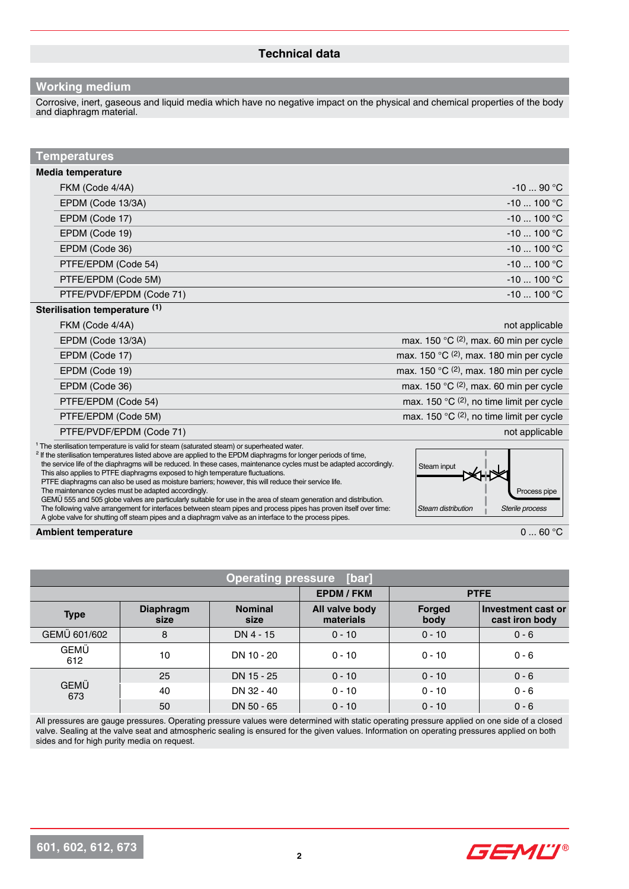# Technical data

## Working medium

Corrosive, inert, gaseous and liquid media which have no negative impact on the physical and chemical properties of the body and diaphragm material.

## Temperatures

**Media temperature**

| | |
|---|---|
| FKM (Code 4/4A) | -10 ... 90 °C |
| EPDM (Code 13/3A) | -10 ... 100 °C |
| EPDM (Code 17) | -10 ... 100 °C |
| EPDM (Code 19) | -10 ... 100 °C |
| EPDM (Code 36) | -10 ... 100 °C |
| PTFE/EPDM (Code 54) | -10 ... 100 °C |
| PTFE/EPDM (Code 5M) | -10 ... 100 °C |
| PTFE/PVDF/EPDM (Code 71) | -10 ... 100 °C |

**Sterilisation temperature** (1)

| | |
|---|---|
| FKM (Code 4/4A) | not applicable |
| EPDM (Code 13/3A) | max. 150 °C (2), max. 60 min per cycle |
| EPDM (Code 17) | max. 150 °C (2), max. 180 min per cycle |
| EPDM (Code 19) | max. 150 °C (2), max. 180 min per cycle |
| EPDM (Code 36) | max. 150 °C (2), max. 60 min per cycle |
| PTFE/EPDM (Code 54) | max. 150 °C (2), no time limit per cycle |
| PTFE/EPDM (Code 5M) | max. 150 °C (2), no time limit per cycle |
| PTFE/PVDF/EPDM (Code 71) | not applicable |

[1] The sterilisation temperature is valid for steam (saturated steam) or superheated water.
[2] If the sterilisation temperatures listed above are applied to the EPDM diaphragms for longer periods of time, the service life of the diaphragms will be reduced. In these cases, maintenance cycles must be adapted accordingly. This also applies to PTFE diaphragms exposed to high temperature fluctuations. PTFE diaphragms can also be used as moisture barriers; however, this will reduce their service life. The maintenance cycles must be adapted accordingly. GEMÜ 555 and 505 globe valves are particularly suitable for use in the area of steam generation and distribution. The following valve arrangement for interfaces between steam pipes and process pipes has proven itself over time: A globe valve for shutting off steam pipes and a diaphragm valve as an interface to the process pipes.

Steam input — Process pipe — *Steam distribution* — *Sterile process*

**Ambient temperature** 0 ... 60 °C

## Operating pressure [bar]

| | | | EPDM / FKM | PTFE | |
|---|---|---|---|---|---|
| **Type** | **Diaphragm size** | **Nominal size** | **All valve body materials** | **Forged body** | **Investment cast or cast iron body** |
| GEMÜ 601/602 | 8 | DN 4 - 15 | 0 - 10 | 0 - 10 | 0 - 6 |
| GEMÜ 612 | 10 | DN 10 - 20 | 0 - 10 | 0 - 10 | 0 - 6 |
| GEMÜ 673 | 25 | DN 15 - 25 | 0 - 10 | 0 - 10 | 0 - 6 |
| | 40 | DN 32 - 40 | 0 - 10 | 0 - 10 | 0 - 6 |
| | 50 | DN 50 - 65 | 0 - 10 | 0 - 10 | 0 - 6 |

All pressures are gauge pressures. Operating pressure values were determined with static operating pressure applied on one side of a closed valve. Sealing at the valve seat and atmospheric sealing is ensured for the given values. Information on operating pressures applied on both sides and for high purity media on request.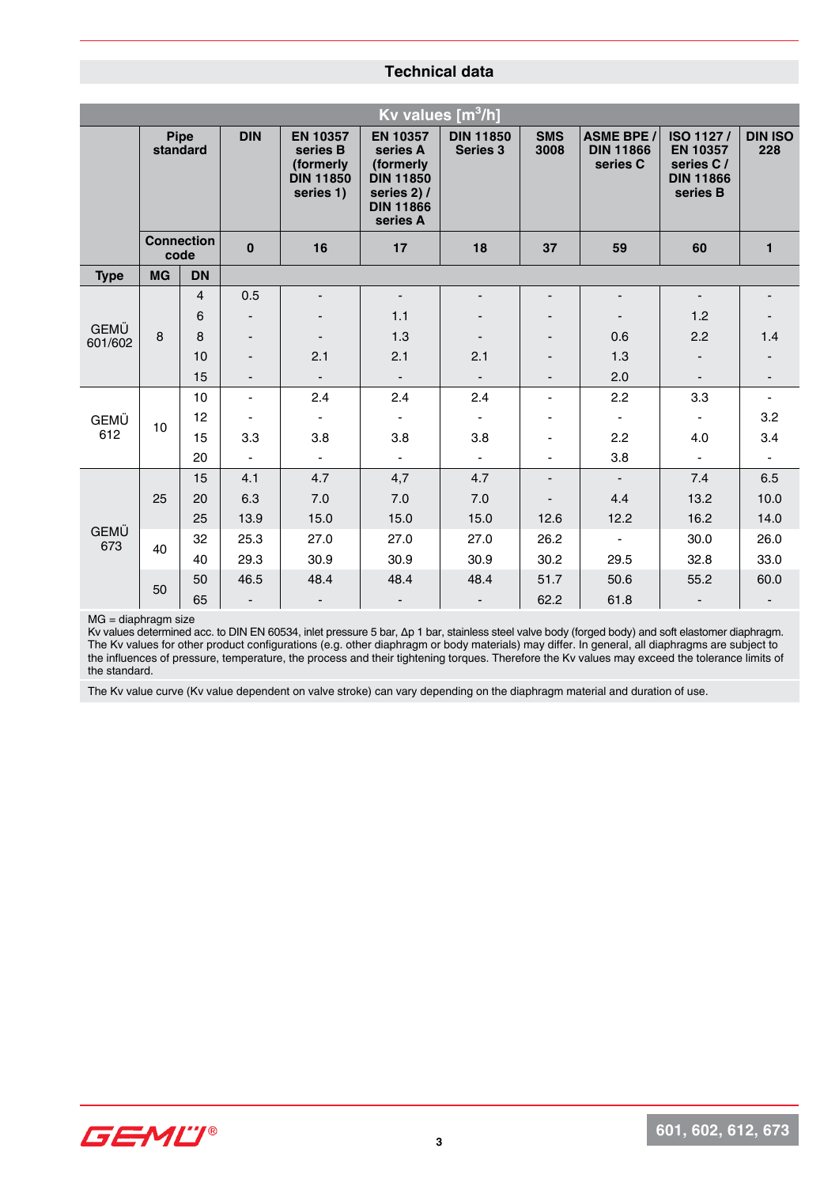## Technical data

| Kv values [m³/h] | | | | | | | | | | |
|---|---|---|---|---|---|---|---|---|---|---|
| | Pipe standard | | DIN | EN 10357 series B (formerly DIN 11850 series 1) | EN 10357 series A (formerly DIN 11850 series 2) / DIN 11866 series A | DIN 11850 Series 3 | SMS 3008 | ASME BPE / DIN 11866 series C | ISO 1127 / EN 10357 series C / DIN 11866 series B | DIN ISO 228 |
| | Connection code | | 0 | 16 | 17 | 18 | 37 | 59 | 60 | 1 |
| Type | MG | DN | | | | | | | | |
| GEMÜ 601/602 | 8 | 4 | 0.5 | - | - | - | - | - | - | - |
| | | 6 | - | - | 1.1 | - | - | - | 1.2 | - |
| | | 8 | - | - | 1.3 | - | - | 0.6 | 2.2 | 1.4 |
| | | 10 | - | 2.1 | 2.1 | 2.1 | - | 1.3 | - | - |
| | | 15 | - | - | - | - | - | 2.0 | - | - |
| GEMÜ 612 | 10 | 10 | - | 2.4 | 2.4 | 2.4 | - | 2.2 | 3.3 | - |
| | | 12 | - | - | - | - | - | - | - | 3.2 |
| | | 15 | 3.3 | 3.8 | 3.8 | 3.8 | - | 2.2 | 4.0 | 3.4 |
| | | 20 | - | - | - | - | - | 3.8 | - | - |
| GEMÜ 673 | 25 | 15 | 4.1 | 4.7 | 4,7 | 4.7 | - | - | 7.4 | 6.5 |
| | | 20 | 6.3 | 7.0 | 7.0 | 7.0 | - | 4.4 | 13.2 | 10.0 |
| | | 25 | 13.9 | 15.0 | 15.0 | 15.0 | 12.6 | 12.2 | 16.2 | 14.0 |
| | 40 | 32 | 25.3 | 27.0 | 27.0 | 27.0 | 26.2 | - | 30.0 | 26.0 |
| | | 40 | 29.3 | 30.9 | 30.9 | 30.9 | 30.2 | 29.5 | 32.8 | 33.0 |
| | 50 | 50 | 46.5 | 48.4 | 48.4 | 48.4 | 51.7 | 50.6 | 55.2 | 60.0 |
| | | 65 | - | - | - | - | 62.2 | 61.8 | - | - |

MG = diaphragm size
Kv values determined acc. to DIN EN 60534, inlet pressure 5 bar, Δp 1 bar, stainless steel valve body (forged body) and soft elastomer diaphragm. The Kv values for other product configurations (e.g. other diaphragm or body materials) may differ. In general, all diaphragms are subject to the influences of pressure, temperature, the process and their tightening torques. Therefore the Kv values may exceed the tolerance limits of the standard.

The Kv value curve (Kv value dependent on valve stroke) can vary depending on the diaphragm material and duration of use.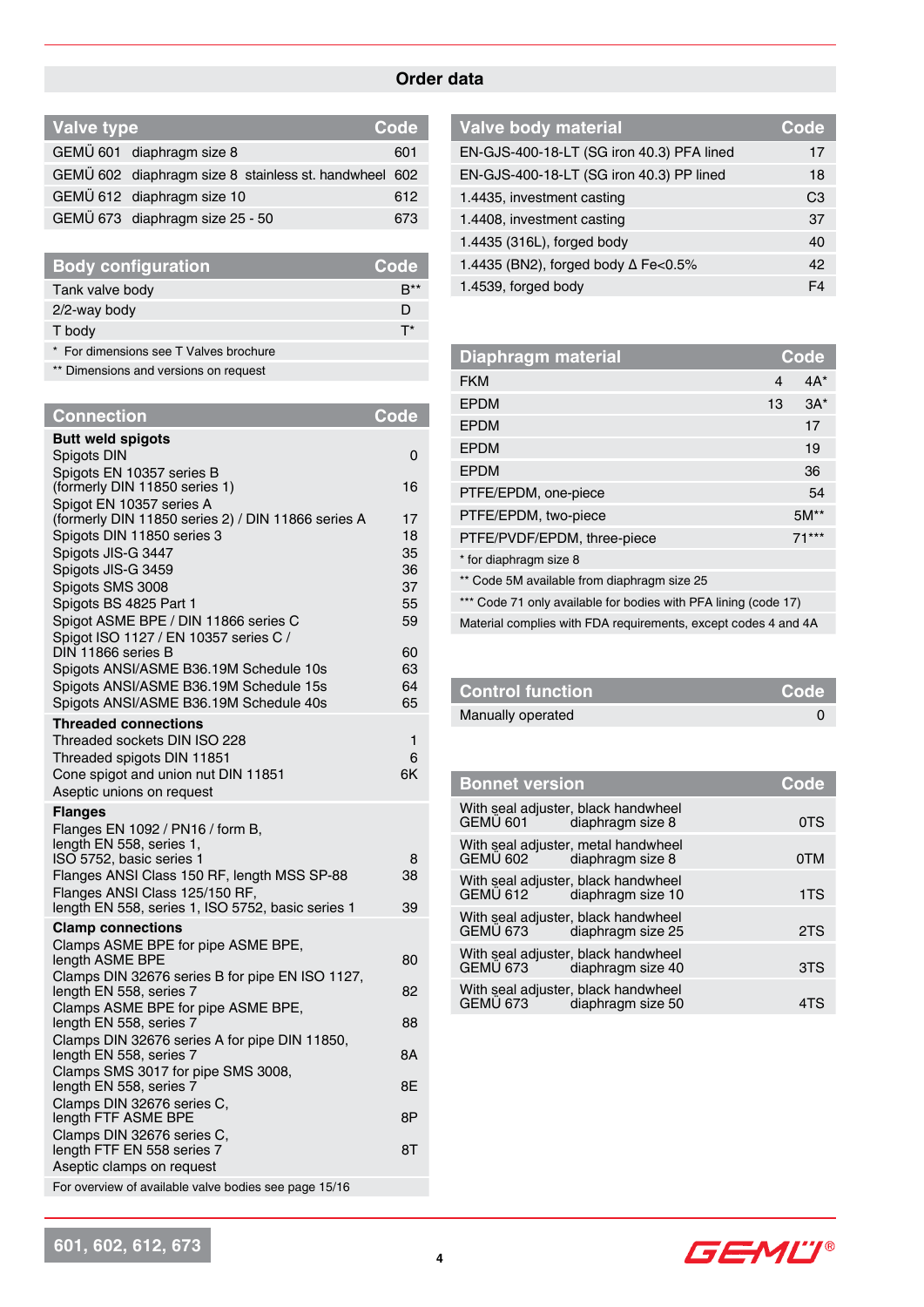## Order data

| Valve type | | Code |
|---|---|---|
| GEMÜ 601 | diaphragm size 8 | 601 |
| GEMÜ 602 | diaphragm size 8 stainless st. handwheel | 602 |
| GEMÜ 612 | diaphragm size 10 | 612 |
| GEMÜ 673 | diaphragm size 25 - 50 | 673 |

| Body configuration | Code |
|---|---|
| Tank valve body | B** |
| 2/2-way body | D |
| T body | T* |
| * For dimensions see T Valves brochure | |
| ** Dimensions and versions on request | |

| Connection | Code |
|---|---|
| **Butt weld spigots** | |
| Spigots DIN | 0 |
| Spigots EN 10357 series B (formerly DIN 11850 series 1) | 16 |
| Spigot EN 10357 series A (formerly DIN 11850 series 2) / DIN 11866 series A | 17 |
| Spigots DIN 11850 series 3 | 18 |
| Spigots JIS-G 3447 | 35 |
| Spigots JIS-G 3459 | 36 |
| Spigots SMS 3008 | 37 |
| Spigots BS 4825 Part 1 | 55 |
| Spigot ASME BPE / DIN 11866 series C | 59 |
| Spigot ISO 1127 / EN 10357 series C / DIN 11866 series B | 60 |
| Spigots ANSI/ASME B36.19M Schedule 10s | 63 |
| Spigots ANSI/ASME B36.19M Schedule 15s | 64 |
| Spigots ANSI/ASME B36.19M Schedule 40s | 65 |
| **Threaded connections** | |
| Threaded sockets DIN ISO 228 | 1 |
| Threaded spigots DIN 11851 | 6 |
| Cone spigot and union nut DIN 11851 | 6K |
| Aseptic unions on request | |
| **Flanges** | |
| Flanges EN 1092 / PN16 / form B, length EN 558, series 1, ISO 5752, basic series 1 | 8 |
| Flanges ANSI Class 150 RF, length MSS SP-88 | 38 |
| Flanges ANSI Class 125/150 RF, length EN 558, series 1, ISO 5752, basic series 1 | 39 |
| **Clamp connections** | |
| Clamps ASME BPE for pipe ASME BPE, length ASME BPE | 80 |
| Clamps DIN 32676 series B for pipe EN ISO 1127, length EN 558, series 7 | 82 |
| Clamps ASME BPE for pipe ASME BPE, length EN 558, series 7 | 88 |
| Clamps DIN 32676 series A for pipe DIN 11850, length EN 558, series 7 | 8A |
| Clamps SMS 3017 for pipe SMS 3008, length EN 558, series 7 | 8E |
| Clamps DIN 32676 series C, length FTF ASME BPE | 8P |
| Clamps DIN 32676 series C, length FTF EN 558 series 7 | 8T |
| Aseptic clamps on request | |
| For overview of available valve bodies see page 15/16 | |

| Valve body material | Code |
|---|---|
| EN-GJS-400-18-LT (SG iron 40.3) PFA lined | 17 |
| EN-GJS-400-18-LT (SG iron 40.3) PP lined | 18 |
| 1.4435, investment casting | C3 |
| 1.4408, investment casting | 37 |
| 1.4435 (316L), forged body | 40 |
| 1.4435 (BN2), forged body Δ Fe<0.5% | 42 |
| 1.4539, forged body | F4 |

| Diaphragm material | | Code |
|---|---|---|
| FKM | 4 | 4A* |
| EPDM | 13 | 3A* |
| EPDM | | 17 |
| EPDM | | 19 |
| EPDM | | 36 |
| PTFE/EPDM, one-piece | | 54 |
| PTFE/EPDM, two-piece | | 5M** |
| PTFE/PVDF/EPDM, three-piece | | 71*** |
| * for diaphragm size 8 | | |
| ** Code 5M available from diaphragm size 25 | | |
| *** Code 71 only available for bodies with PFA lining (code 17) | | |
| Material complies with FDA requirements, except codes 4 and 4A | | |

| Control function | Code |
|---|---|
| Manually operated | 0 |

| Bonnet version | | Code |
|---|---|---|
| With seal adjuster, black handwheel GEMÜ 601 | diaphragm size 8 | 0TS |
| With seal adjuster, metal handwheel GEMÜ 602 | diaphragm size 8 | 0TM |
| With seal adjuster, black handwheel GEMÜ 612 | diaphragm size 10 | 1TS |
| With seal adjuster, black handwheel GEMÜ 673 | diaphragm size 25 | 2TS |
| With seal adjuster, black handwheel GEMÜ 673 | diaphragm size 40 | 3TS |
| With seal adjuster, black handwheel GEMÜ 673 | diaphragm size 50 | 4TS |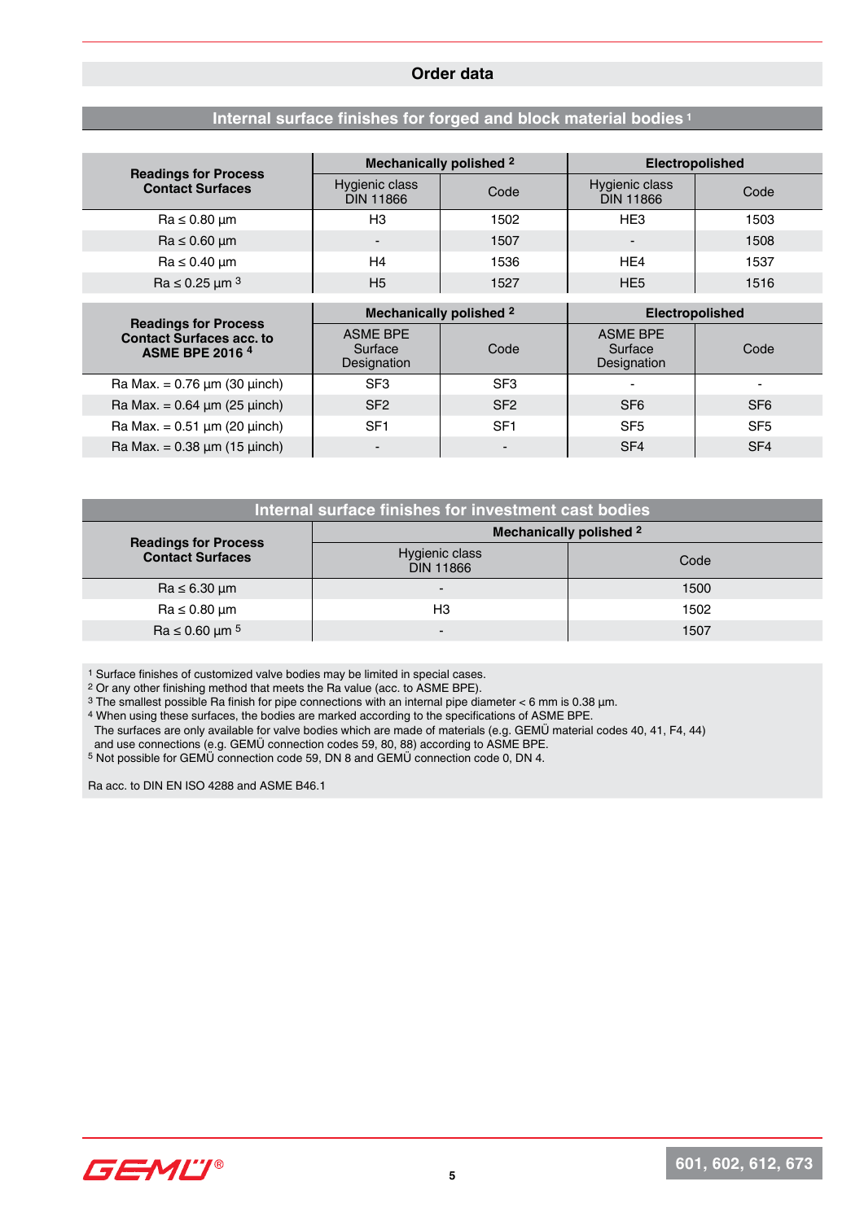# Order data

## Internal surface finishes for forged and block material bodies [1]

| Readings for Process Contact Surfaces | Mechanically polished [2] | | Electropolished | |
|---|---|---|---|---|
| | Hygienic class DIN 11866 | Code | Hygienic class DIN 11866 | Code |
| Ra ≤ 0.80 µm | H3 | 1502 | HE3 | 1503 |
| Ra ≤ 0.60 µm | - | 1507 | - | 1508 |
| Ra ≤ 0.40 µm | H4 | 1536 | HE4 | 1537 |
| Ra ≤ 0.25 µm [3] | H5 | 1527 | HE5 | 1516 |

| Readings for Process Contact Surfaces acc. to ASME BPE 2016 [4] | Mechanically polished [2] | | Electropolished | |
|---|---|---|---|---|
| | ASME BPE Surface Designation | Code | ASME BPE Surface Designation | Code |
| Ra Max. = 0.76 µm (30 µinch) | SF3 | SF3 | - | - |
| Ra Max. = 0.64 µm (25 µinch) | SF2 | SF2 | SF6 | SF6 |
| Ra Max. = 0.51 µm (20 µinch) | SF1 | SF1 | SF5 | SF5 |
| Ra Max. = 0.38 µm (15 µinch) | - | - | SF4 | SF4 |

## Internal surface finishes for investment cast bodies

| Readings for Process Contact Surfaces | Mechanically polished [2] | |
|---|---|---|
| | Hygienic class DIN 11866 | Code |
| Ra ≤ 6.30 µm | - | 1500 |
| Ra ≤ 0.80 µm | H3 | 1502 |
| Ra ≤ 0.60 µm [5] | - | 1507 |

[1] Surface finishes of customized valve bodies may be limited in special cases.
[2] Or any other finishing method that meets the Ra value (acc. to ASME BPE).
[3] The smallest possible Ra finish for pipe connections with an internal pipe diameter < 6 mm is 0.38 µm.
[4] When using these surfaces, the bodies are marked according to the specifications of ASME BPE.
The surfaces are only available for valve bodies which are made of materials (e.g. GEMÜ material codes 40, 41, F4, 44) and use connections (e.g. GEMÜ connection codes 59, 80, 88) according to ASME BPE.
[5] Not possible for GEMÜ connection code 59, DN 8 and GEMÜ connection code 0, DN 4.

Ra acc. to DIN EN ISO 4288 and ASME B46.1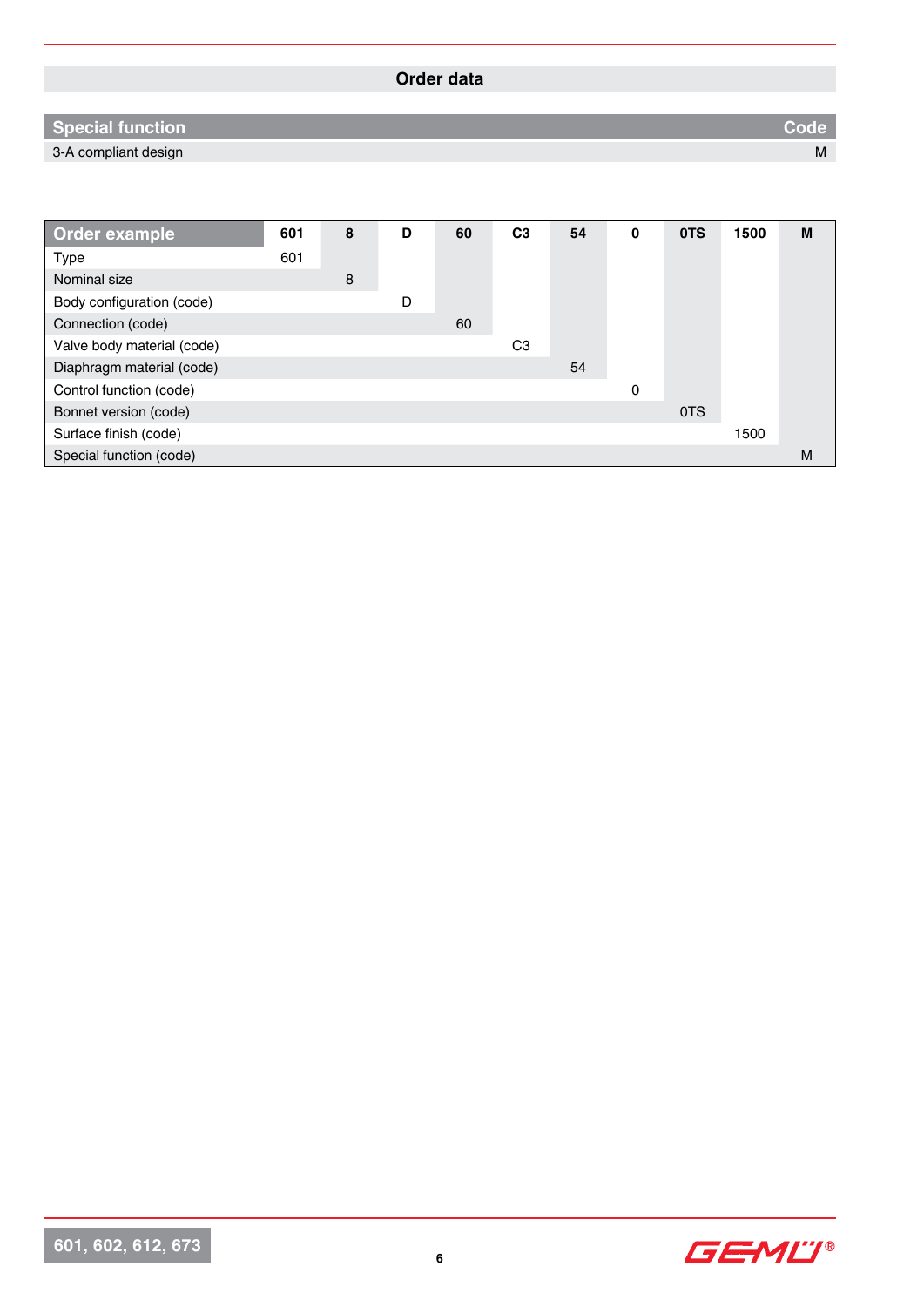## Order data

| Special function | Code |
|---|---|
| 3-A compliant design | M |

| Order example | 601 | 8 | D | 60 | C3 | 54 | 0 | 0TS | 1500 | M |
|---|---|---|---|---|---|---|---|---|---|---|
| Type | 601 | | | | | | | | | |
| Nominal size | | 8 | | | | | | | | |
| Body configuration (code) | | | D | | | | | | | |
| Connection (code) | | | | 60 | | | | | | |
| Valve body material (code) | | | | | C3 | | | | | |
| Diaphragm material (code) | | | | | | 54 | | | | |
| Control function (code) | | | | | | | 0 | | | |
| Bonnet version (code) | | | | | | | | 0TS | | |
| Surface finish (code) | | | | | | | | | 1500 | |
| Special function (code) | | | | | | | | | | M |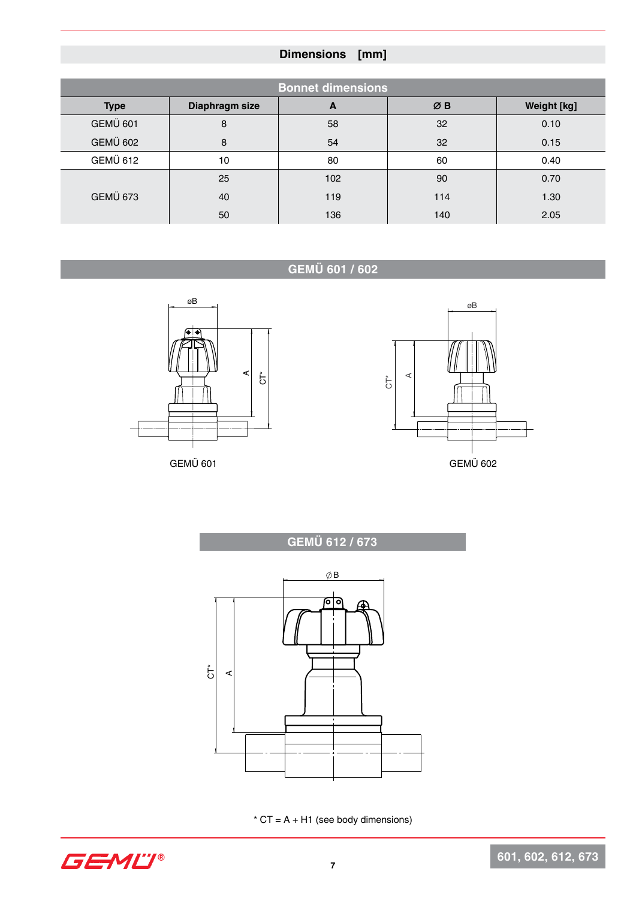# Dimensions [mm]

## Bonnet dimensions

| Type | Diaphragm size | A | Ø B | Weight [kg] |
|---|---|---|---|---|
| GEMÜ 601 | 8 | 58 | 32 | 0.10 |
| GEMÜ 602 | 8 | 54 | 32 | 0.15 |
| GEMÜ 612 | 10 | 80 | 60 | 0.40 |
| GEMÜ 673 | 25 | 102 | 90 | 0.70 |
| | 40 | 119 | 114 | 1.30 |
| | 50 | 136 | 140 | 2.05 |

## GEMÜ 601 / 602

GEMÜ 601

GEMÜ 602

## GEMÜ 612 / 673

* CT = A + H1 (see body dimensions)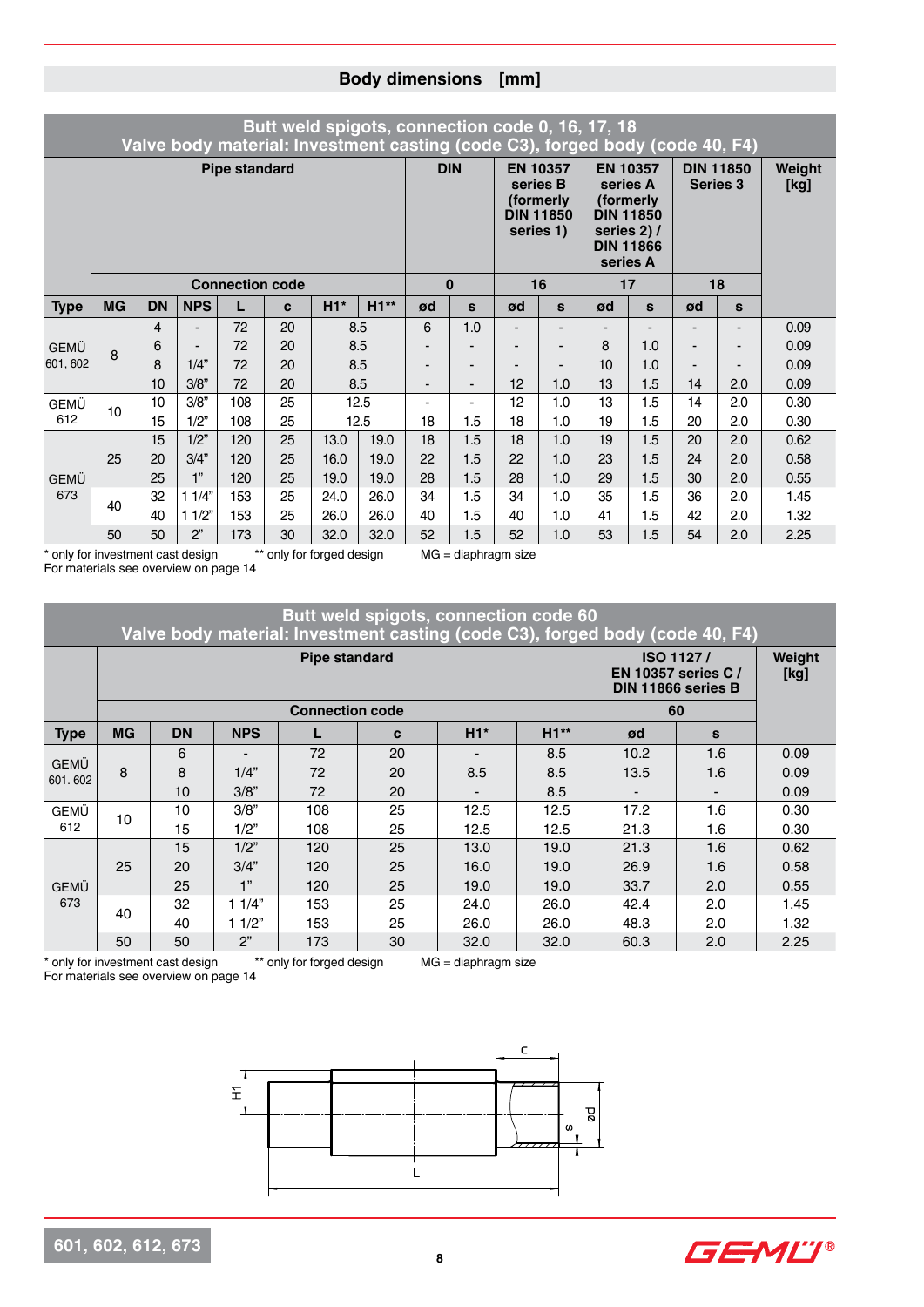## Body dimensions [mm]

| Butt weld spigots, connection code 0, 16, 17, 18<br>Valve body material: Investment casting (code C3), forged body (code 40, F4) | | | | | | | | | | | | | | | | |
|---|---|---|---|---|---|---|---|---|---|---|---|---|---|---|---|---|
| | Pipe standard | | | | | | | DIN | | EN 10357 series B (formerly DIN 11850 series 1) | | EN 10357 series A (formerly DIN 11850 series 2) / DIN 11866 series A | | DIN 11850 Series 3 | | Weight [kg] |
| | Connection code | | | | | | | 0 | | 16 | | 17 | | 18 | | |
| **Type** | **MG** | **DN** | **NPS** | **L** | **c** | **H1*** | **H1**** | **ød** | **s** | **ød** | **s** | **ød** | **s** | **ød** | **s** | |
| GEMÜ 601, 602 | 8 | 4 | - | 72 | 20 | 8.5 | 8.5 | 6 | 1.0 | - | - | - | - | - | - | 0.09 |
| | | 6 | - | 72 | 20 | 8.5 | 8.5 | - | - | - | - | 8 | 1.0 | - | - | 0.09 |
| | | 8 | 1/4" | 72 | 20 | 8.5 | 8.5 | - | - | - | - | 10 | 1.0 | - | - | 0.09 |
| | | 10 | 3/8" | 72 | 20 | 8.5 | 8.5 | - | - | 12 | 1.0 | 13 | 1.5 | 14 | 2.0 | 0.09 |
| GEMÜ 612 | 10 | 10 | 3/8" | 108 | 25 | 12.5 | 12.5 | - | - | 12 | 1.0 | 13 | 1.5 | 14 | 2.0 | 0.30 |
| | | 15 | 1/2" | 108 | 25 | 12.5 | 12.5 | 18 | 1.5 | 18 | 1.0 | 19 | 1.5 | 20 | 2.0 | 0.30 |
| GEMÜ 673 | 25 | 15 | 1/2" | 120 | 25 | 13.0 | 19.0 | 18 | 1.5 | 18 | 1.0 | 19 | 1.5 | 20 | 2.0 | 0.62 |
| | | 20 | 3/4" | 120 | 25 | 16.0 | 19.0 | 22 | 1.5 | 22 | 1.0 | 23 | 1.5 | 24 | 2.0 | 0.58 |
| | | 25 | 1" | 120 | 25 | 19.0 | 19.0 | 28 | 1.5 | 28 | 1.0 | 29 | 1.5 | 30 | 2.0 | 0.55 |
| | 40 | 32 | 1 1/4" | 153 | 25 | 24.0 | 26.0 | 34 | 1.5 | 34 | 1.0 | 35 | 1.5 | 36 | 2.0 | 1.45 |
| | | 40 | 1 1/2" | 153 | 25 | 26.0 | 26.0 | 40 | 1.5 | 40 | 1.0 | 41 | 1.5 | 42 | 2.0 | 1.32 |
| | 50 | 50 | 2" | 173 | 30 | 32.0 | 32.0 | 52 | 1.5 | 52 | 1.0 | 53 | 1.5 | 54 | 2.0 | 2.25 |

\* only for investment cast design ** only for forged design MG = diaphragm size
For materials see overview on page 14

| Butt weld spigots, connection code 60<br>Valve body material: Investment casting (code C3), forged body (code 40, F4) | | | | | | | | | | |
|---|---|---|---|---|---|---|---|---|---|---|
| | Pipe standard | | | | | | | ISO 1127 / EN 10357 series C / DIN 11866 series B | | Weight [kg] |
| | Connection code | | | | | | | 60 | | |
| **Type** | **MG** | **DN** | **NPS** | **L** | **c** | **H1*** | **H1**** | **ød** | **s** | |
| GEMÜ 601. 602 | 8 | 6 | - | 72 | 20 | - | 8.5 | 10.2 | 1.6 | 0.09 |
| | | 8 | 1/4" | 72 | 20 | 8.5 | 8.5 | 13.5 | 1.6 | 0.09 |
| | | 10 | 3/8" | 72 | 20 | - | 8.5 | - | - | 0.09 |
| GEMÜ 612 | 10 | 10 | 3/8" | 108 | 25 | 12.5 | 12.5 | 17.2 | 1.6 | 0.30 |
| | | 15 | 1/2" | 108 | 25 | 12.5 | 12.5 | 21.3 | 1.6 | 0.30 |
| GEMÜ 673 | 25 | 15 | 1/2" | 120 | 25 | 13.0 | 19.0 | 21.3 | 1.6 | 0.62 |
| | | 20 | 3/4" | 120 | 25 | 16.0 | 19.0 | 26.9 | 1.6 | 0.58 |
| | | 25 | 1" | 120 | 25 | 19.0 | 19.0 | 33.7 | 2.0 | 0.55 |
| | 40 | 32 | 1 1/4" | 153 | 25 | 24.0 | 26.0 | 42.4 | 2.0 | 1.45 |
| | | 40 | 1 1/2" | 153 | 25 | 26.0 | 26.0 | 48.3 | 2.0 | 1.32 |
| | 50 | 50 | 2" | 173 | 30 | 32.0 | 32.0 | 60.3 | 2.0 | 2.25 |

\* only for investment cast design ** only for forged design MG = diaphragm size
For materials see overview on page 14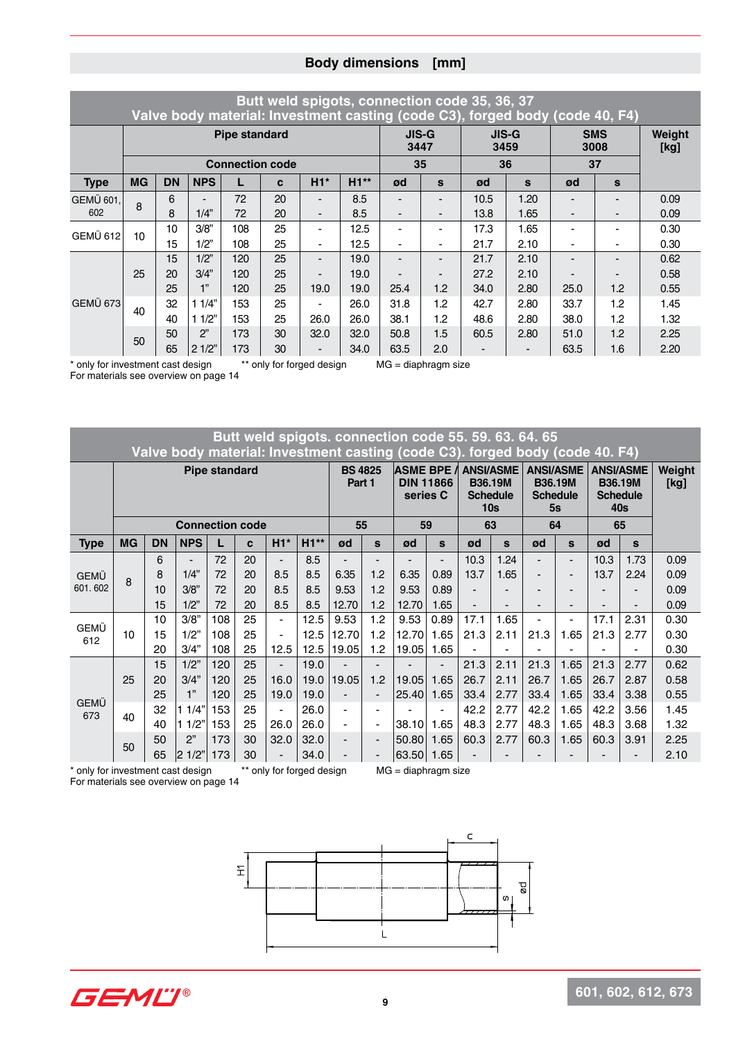## Body dimensions [mm]

| Butt weld spigots, connection code 35, 36, 37 Valve body material: Investment casting (code C3), forged body (code 40, F4) | | | | | | | | | | | | | | |
|---|---|---|---|---|---|---|---|---|---|---|---|---|---|---|
| | Pipe standard | | | | | | | JIS-G 3447 | | JIS-G 3459 | | SMS 3008 | | Weight [kg] |
| | Connection code | | | | | | | 35 | | 36 | | 37 | | |
| Type | MG | DN | NPS | L | c | H1* | H1** | ød | s | ød | s | ød | s | |
| GEMÜ 601, 602 | 8 | 6 | - | 72 | 20 | - | 8.5 | - | - | 10.5 | 1.20 | - | - | 0.09 |
| | | 8 | 1/4" | 72 | 20 | - | 8.5 | - | - | 13.8 | 1.65 | - | - | 0.09 |
| GEMÜ 612 | 10 | 10 | 3/8" | 108 | 25 | - | 12.5 | - | - | 17.3 | 1.65 | - | - | 0.30 |
| | | 15 | 1/2" | 108 | 25 | - | 12.5 | - | - | 21.7 | 2.10 | - | - | 0.30 |
| GEMÜ 673 | 25 | 15 | 1/2" | 120 | 25 | - | 19.0 | - | - | 21.7 | 2.10 | - | - | 0.62 |
| | | 20 | 3/4" | 120 | 25 | - | 19.0 | - | - | 27.2 | 2.10 | - | - | 0.58 |
| | | 25 | 1" | 120 | 25 | 19.0 | 19.0 | 25.4 | 1.2 | 34.0 | 2.80 | 25.0 | 1.2 | 0.55 |
| | 40 | 32 | 1 1/4" | 153 | 25 | - | 26.0 | 31.8 | 1.2 | 42.7 | 2.80 | 33.7 | 1.2 | 1.45 |
| | | 40 | 1 1/2" | 153 | 25 | 26.0 | 26.0 | 38.1 | 1.2 | 48.6 | 2.80 | 38.0 | 1.2 | 1.32 |
| | 50 | 50 | 2" | 173 | 30 | 32.0 | 32.0 | 50.8 | 1.5 | 60.5 | 2.80 | 51.0 | 1.2 | 2.25 |
| | | 65 | 2 1/2" | 173 | 30 | - | 34.0 | 63.5 | 2.0 | - | - | 63.5 | 1.6 | 2.20 |

* only for investment cast design ** only for forged design MG = diaphragm size
For materials see overview on page 14

| Butt weld spigots. connection code 55. 59. 63. 64. 65 Valve body material: Investment casting (code C3). forged body (code 40. F4) | | | | | | | | | | | | | | | | | | |
|---|---|---|---|---|---|---|---|---|---|---|---|---|---|---|---|---|---|---|
| | Pipe standard | | | | | | | BS 4825 Part 1 | | ASME BPE / DIN 11866 series C | | ANSI/ASME B36.19M Schedule 10s | | ANSI/ASME B36.19M Schedule 5s | | ANSI/ASME B36.19M Schedule 40s | | Weight [kg] |
| | Connection code | | | | | | | 55 | | 59 | | 63 | | 64 | | 65 | | |
| Type | MG | DN | NPS | L | c | H1* | H1** | ød | s | ød | s | ød | s | ød | s | ød | s | |
| GEMÜ 601. 602 | 8 | 6 | - | 72 | 20 | - | 8.5 | - | - | - | - | 10.3 | 1.24 | - | - | 10.3 | 1.73 | 0.09 |
| | | 8 | 1/4" | 72 | 20 | 8.5 | 8.5 | 6.35 | 1.2 | 6.35 | 0.89 | 13.7 | 1.65 | - | - | 13.7 | 2.24 | 0.09 |
| | | 10 | 3/8" | 72 | 20 | 8.5 | 8.5 | 9.53 | 1.2 | 9.53 | 0.89 | - | - | - | - | - | - | 0.09 |
| | | 15 | 1/2" | 72 | 20 | 8.5 | 8.5 | 12.70 | 1.2 | 12.70 | 1.65 | - | - | - | - | - | - | 0.09 |
| GEMÜ 612 | 10 | 10 | 3/8" | 108 | 25 | - | 12.5 | 9.53 | 1.2 | 9.53 | 0.89 | 17.1 | 1.65 | - | - | 17.1 | 2.31 | 0.30 |
| | | 15 | 1/2" | 108 | 25 | - | 12.5 | 12.70 | 1.2 | 12.70 | 1.65 | 21.3 | 2.11 | 21.3 | 1.65 | 21.3 | 2.77 | 0.30 |
| | | 20 | 3/4" | 108 | 25 | 12.5 | 12.5 | 19.05 | 1.2 | 19.05 | 1.65 | - | - | - | - | - | - | 0.30 |
| GEMÜ 673 | 25 | 15 | 1/2" | 120 | 25 | - | 19.0 | - | - | - | - | 21.3 | 2.11 | 21.3 | 1.65 | 21.3 | 2.77 | 0.62 |
| | | 20 | 3/4" | 120 | 25 | 16.0 | 19.0 | 19.05 | 1.2 | 19.05 | 1.65 | 26.7 | 2.11 | 26.7 | 1.65 | 26.7 | 2.87 | 0.58 |
| | | 25 | 1" | 120 | 25 | 19.0 | 19.0 | - | - | 25.40 | 1.65 | 33.4 | 2.77 | 33.4 | 1.65 | 33.4 | 3.38 | 0.55 |
| | 40 | 32 | 1 1/4" | 153 | 25 | - | 26.0 | - | - | - | - | 42.2 | 2.77 | 42.2 | 1.65 | 42.2 | 3.56 | 1.45 |
| | | 40 | 1 1/2" | 153 | 25 | 26.0 | 26.0 | - | - | 38.10 | 1.65 | 48.3 | 2.77 | 48.3 | 1.65 | 48.3 | 3.68 | 1.32 |
| | 50 | 50 | 2" | 173 | 30 | 32.0 | 32.0 | - | - | 50.80 | 1.65 | 60.3 | 2.77 | 60.3 | 1.65 | 60.3 | 3.91 | 2.25 |
| | | 65 | 2 1/2" | 173 | 30 | - | 34.0 | - | - | 63.50 | 1.65 | - | - | - | - | - | - | 2.10 |

* only for investment cast design ** only for forged design MG = diaphragm size
For materials see overview on page 14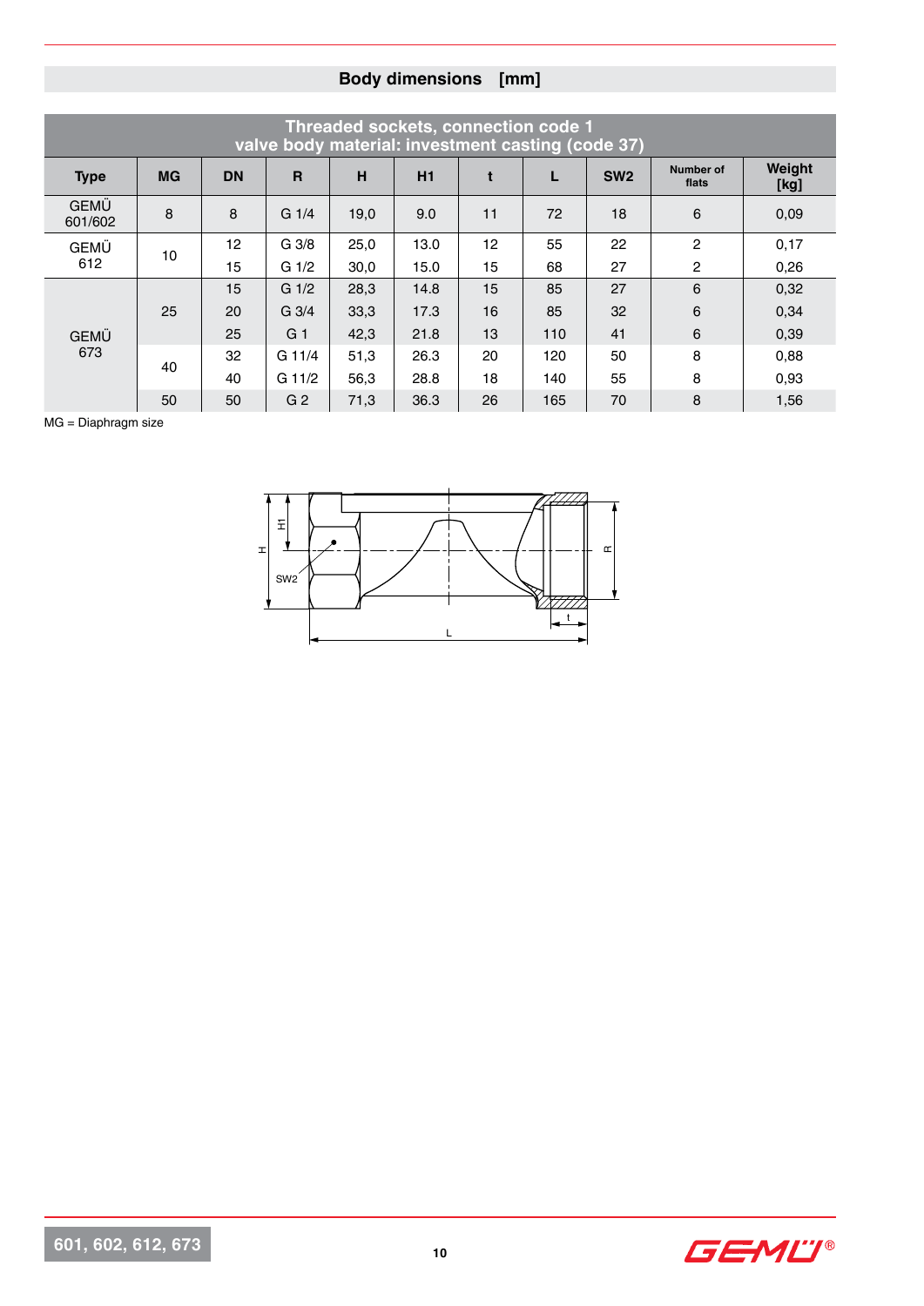## Body dimensions [mm]

| Threaded sockets, connection code 1<br>valve body material: investment casting (code 37) | | | | | | | | | | |
|---|---|---|---|---|---|---|---|---|---|---|
| **Type** | **MG** | **DN** | **R** | **H** | **H1** | **t** | **L** | **SW2** | **Number of flats** | **Weight [kg]** |
| GEMÜ 601/602 | 8 | 8 | G 1/4 | 19,0 | 9.0 | 11 | 72 | 18 | 6 | 0,09 |
| GEMÜ 612 | 10 | 12 | G 3/8 | 25,0 | 13.0 | 12 | 55 | 22 | 2 | 0,17 |
| | | 15 | G 1/2 | 30,0 | 15.0 | 15 | 68 | 27 | 2 | 0,26 |
| GEMÜ 673 | 25 | 15 | G 1/2 | 28,3 | 14.8 | 15 | 85 | 27 | 6 | 0,32 |
| | | 20 | G 3/4 | 33,3 | 17.3 | 16 | 85 | 32 | 6 | 0,34 |
| | | 25 | G 1 | 42,3 | 21.8 | 13 | 110 | 41 | 6 | 0,39 |
| | 40 | 32 | G 11/4 | 51,3 | 26.3 | 20 | 120 | 50 | 8 | 0,88 |
| | | 40 | G 11/2 | 56,3 | 28.8 | 18 | 140 | 55 | 8 | 0,93 |
| | 50 | 50 | G 2 | 71,3 | 36.3 | 26 | 165 | 70 | 8 | 1,56 |

MG = Diaphragm size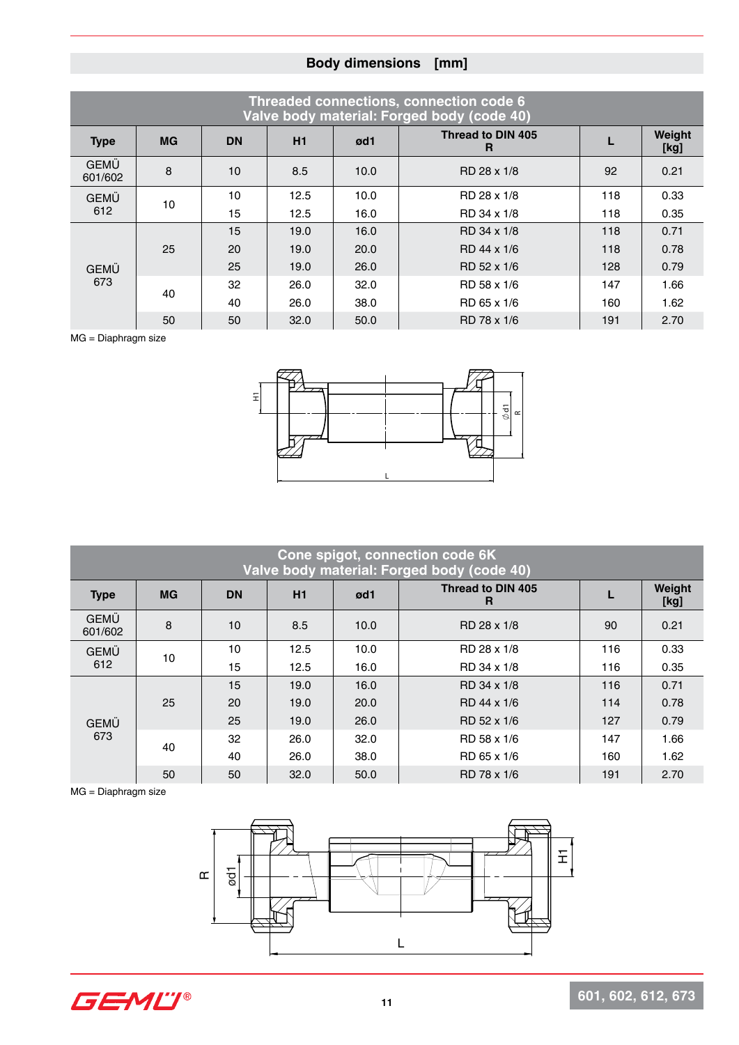## Body dimensions [mm]

| Threaded connections, connection code 6<br>Valve body material: Forged body (code 40) | | | | | | | |
|---|---|---|---|---|---|---|---|
| **Type** | **MG** | **DN** | **H1** | **ød1** | **Thread to DIN 405 R** | **L** | **Weight [kg]** |
| GEMÜ 601/602 | 8 | 10 | 8.5 | 10.0 | RD 28 x 1/8 | 92 | 0.21 |
| GEMÜ 612 | 10 | 10 | 12.5 | 10.0 | RD 28 x 1/8 | 118 | 0.33 |
| | | 15 | 12.5 | 16.0 | RD 34 x 1/8 | 118 | 0.35 |
| GEMÜ 673 | 25 | 15 | 19.0 | 16.0 | RD 34 x 1/8 | 118 | 0.71 |
| | | 20 | 19.0 | 20.0 | RD 44 x 1/6 | 118 | 0.78 |
| | | 25 | 19.0 | 26.0 | RD 52 x 1/6 | 128 | 0.79 |
| | 40 | 32 | 26.0 | 32.0 | RD 58 x 1/6 | 147 | 1.66 |
| | | 40 | 26.0 | 38.0 | RD 65 x 1/6 | 160 | 1.62 |
| | 50 | 50 | 32.0 | 50.0 | RD 78 x 1/6 | 191 | 2.70 |

MG = Diaphragm size

| Cone spigot, connection code 6K<br>Valve body material: Forged body (code 40) | | | | | | | |
|---|---|---|---|---|---|---|---|
| **Type** | **MG** | **DN** | **H1** | **ød1** | **Thread to DIN 405 R** | **L** | **Weight [kg]** |
| GEMÜ 601/602 | 8 | 10 | 8.5 | 10.0 | RD 28 x 1/8 | 90 | 0.21 |
| GEMÜ 612 | 10 | 10 | 12.5 | 10.0 | RD 28 x 1/8 | 116 | 0.33 |
| | | 15 | 12.5 | 16.0 | RD 34 x 1/8 | 116 | 0.35 |
| GEMÜ 673 | 25 | 15 | 19.0 | 16.0 | RD 34 x 1/8 | 116 | 0.71 |
| | | 20 | 19.0 | 20.0 | RD 44 x 1/6 | 114 | 0.78 |
| | | 25 | 19.0 | 26.0 | RD 52 x 1/6 | 127 | 0.79 |
| | 40 | 32 | 26.0 | 32.0 | RD 58 x 1/6 | 147 | 1.66 |
| | | 40 | 26.0 | 38.0 | RD 65 x 1/6 | 160 | 1.62 |
| | 50 | 50 | 32.0 | 50.0 | RD 78 x 1/6 | 191 | 2.70 |

MG = Diaphragm size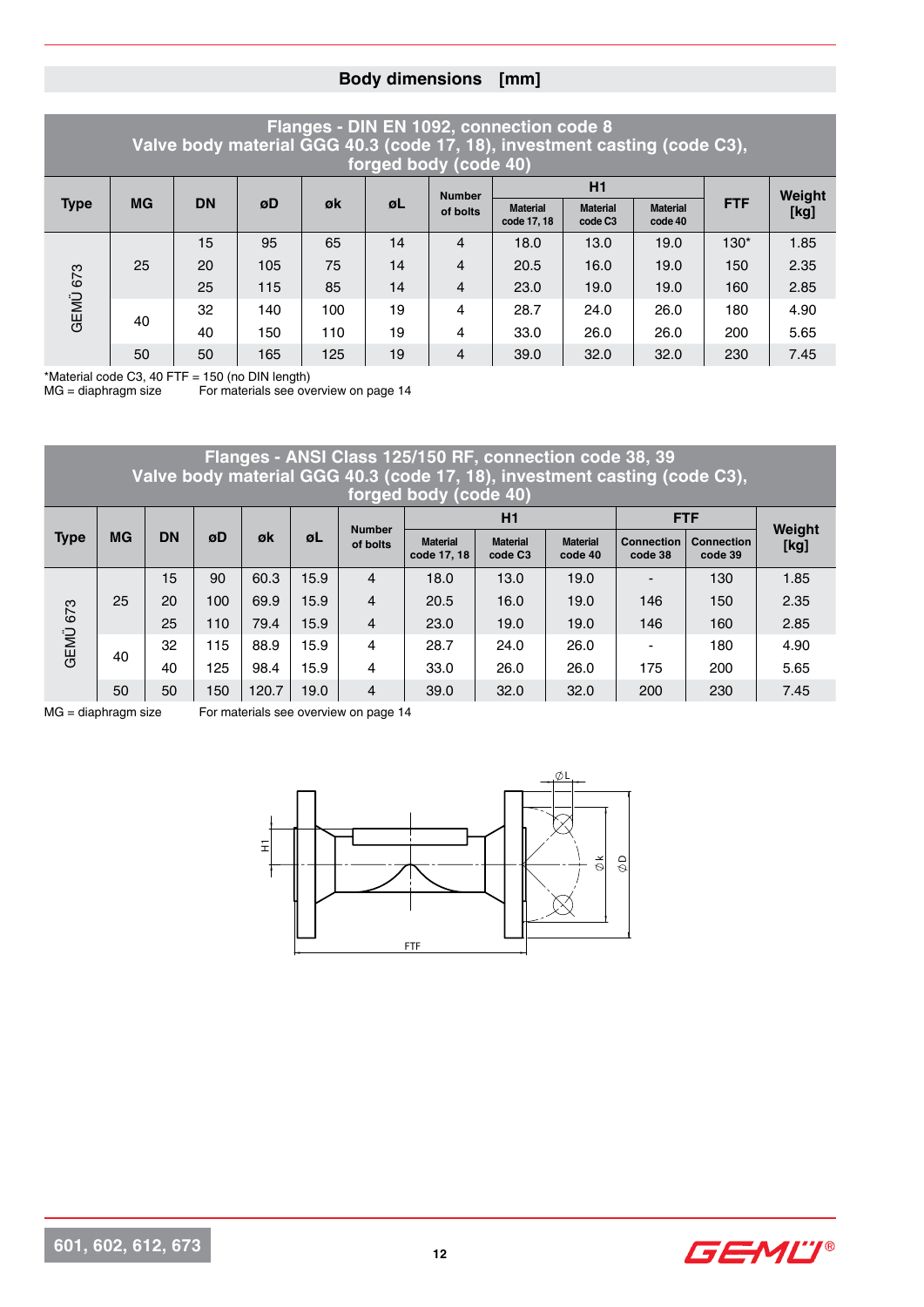## Body dimensions [mm]

| Flanges - DIN EN 1092, connection code 8<br>Valve body material GGG 40.3 (code 17, 18), investment casting (code C3), forged body (code 40) | | | | | | | | | | | |
|---|---|---|---|---|---|---|---|---|---|---|---|
| Type | MG | DN | øD | øk | øL | Number of bolts | H1 | | | FTF | Weight [kg] |
| | | | | | | | Material code 17, 18 | Material code C3 | Material code 40 | | |
| GEMÜ 673 | 25 | 15 | 95 | 65 | 14 | 4 | 18.0 | 13.0 | 19.0 | 130* | 1.85 |
| | | 20 | 105 | 75 | 14 | 4 | 20.5 | 16.0 | 19.0 | 150 | 2.35 |
| | | 25 | 115 | 85 | 14 | 4 | 23.0 | 19.0 | 19.0 | 160 | 2.85 |
| | 40 | 32 | 140 | 100 | 19 | 4 | 28.7 | 24.0 | 26.0 | 180 | 4.90 |
| | | 40 | 150 | 110 | 19 | 4 | 33.0 | 26.0 | 26.0 | 200 | 5.65 |
| | 50 | 50 | 165 | 125 | 19 | 4 | 39.0 | 32.0 | 32.0 | 230 | 7.45 |

*Material code C3, 40 FTF = 150 (no DIN length)
MG = diaphragm size     For materials see overview on page 14

| Flanges - ANSI Class 125/150 RF, connection code 38, 39<br>Valve body material GGG 40.3 (code 17, 18), investment casting (code C3), forged body (code 40) | | | | | | | | | | | | |
|---|---|---|---|---|---|---|---|---|---|---|---|---|
| Type | MG | DN | øD | øk | øL | Number of bolts | H1 | | | FTF | | Weight [kg] |
| | | | | | | | Material code 17, 18 | Material code C3 | Material code 40 | Connection code 38 | Connection code 39 | |
| GEMÜ 673 | 25 | 15 | 90 | 60.3 | 15.9 | 4 | 18.0 | 13.0 | 19.0 | - | 130 | 1.85 |
| | | 20 | 100 | 69.9 | 15.9 | 4 | 20.5 | 16.0 | 19.0 | 146 | 150 | 2.35 |
| | | 25 | 110 | 79.4 | 15.9 | 4 | 23.0 | 19.0 | 19.0 | 146 | 160 | 2.85 |
| | 40 | 32 | 115 | 88.9 | 15.9 | 4 | 28.7 | 24.0 | 26.0 | - | 180 | 4.90 |
| | | 40 | 125 | 98.4 | 15.9 | 4 | 33.0 | 26.0 | 26.0 | 175 | 200 | 5.65 |
| | 50 | 50 | 150 | 120.7 | 19.0 | 4 | 39.0 | 32.0 | 32.0 | 200 | 230 | 7.45 |

MG = diaphragm size     For materials see overview on page 14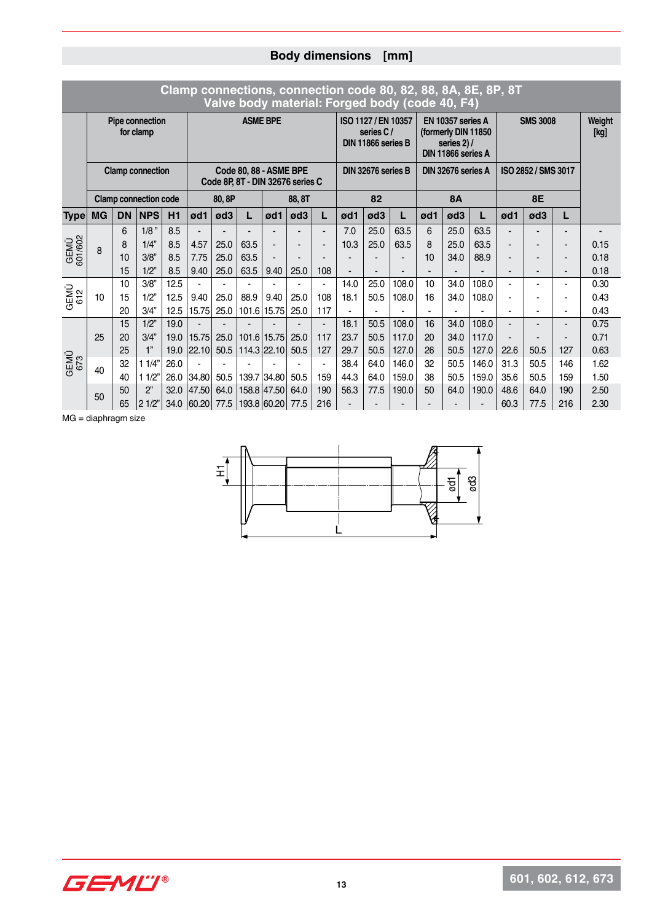## Body dimensions [mm]

| Clamp connections, connection code 80, 82, 88, 8A, 8E, 8P, 8T<br>Valve body material: Forged body (code 40, F4) | | | | | | | | | | | | | | | | | | | | | |
|---|---|---|---|---|---|---|---|---|---|---|---|---|---|---|---|---|---|---|---|---|---|
| | Pipe connection for clamp | | | | ASME BPE | | | | | | ISO 1127 / EN 10357 series C / DIN 11866 series B | | | EN 10357 series A (formerly DIN 11850 series 2) / DIN 11866 series A | | | SMS 3008 | | | Weight [kg] |
| | Clamp connection | | | | Code 80, 88 - ASME BPE Code 8P, 8T - DIN 32676 series C | | | | | | DIN 32676 series B | | | DIN 32676 series A | | | ISO 2852 / SMS 3017 | | | |
| | Clamp connection code | | | | 80, 8P | | | 88, 8T | | | 82 | | | 8A | | | 8E | | | |
| **Type** | **MG** | **DN** | **NPS** | **H1** | **ød1** | **ød3** | **L** | **ød1** | **ød3** | **L** | **ød1** | **ød3** | **L** | **ød1** | **ød3** | **L** | **ød1** | **ød3** | **L** | |
| GEMÜ 601/602 | 8 | 6 | 1/8" | 8.5 | - | - | - | - | - | - | 7.0 | 25.0 | 63.5 | 6 | 25.0 | 63.5 | - | - | - | - |
| | | 8 | 1/4" | 8.5 | 4.57 | 25.0 | 63.5 | - | - | - | 10.3 | 25.0 | 63.5 | 8 | 25.0 | 63.5 | - | - | - | 0.15 |
| | | 10 | 3/8" | 8.5 | 7.75 | 25.0 | 63.5 | - | - | - | - | - | - | 10 | 34.0 | 88.9 | - | - | - | 0.18 |
| | | 15 | 1/2" | 8.5 | 9.40 | 25.0 | 63.5 | 9.40 | 25.0 | 108 | - | - | - | - | - | - | - | - | - | 0.18 |
| GEMÜ 612 | 10 | 10 | 3/8" | 12.5 | - | - | - | - | - | - | 14.0 | 25.0 | 108.0 | 10 | 34.0 | 108.0 | - | - | - | 0.30 |
| | | 15 | 1/2" | 12.5 | 9.40 | 25.0 | 88.9 | 9.40 | 25.0 | 108 | 18.1 | 50.5 | 108.0 | 16 | 34.0 | 108.0 | - | - | - | 0.43 |
| | | 20 | 3/4" | 12.5 | 15.75 | 25.0 | 101.6 | 15.75 | 25.0 | 117 | - | - | - | - | - | - | - | - | - | 0.43 |
| GEMÜ 673 | 25 | 15 | 1/2" | 19.0 | - | - | - | - | - | - | 18.1 | 50.5 | 108.0 | 16 | 34.0 | 108.0 | - | - | - | 0.75 |
| | | 20 | 3/4" | 19.0 | 15.75 | 25.0 | 101.6 | 15.75 | 25.0 | 117 | 23.7 | 50.5 | 117.0 | 20 | 34.0 | 117.0 | - | - | - | 0.71 |
| | | 25 | 1" | 19.0 | 22.10 | 50.5 | 114.3 | 22.10 | 50.5 | 127 | 29.7 | 50.5 | 127.0 | 26 | 50.5 | 127.0 | 22.6 | 50.5 | 127 | 0.63 |
| | 40 | 32 | 1 1/4" | 26.0 | - | - | - | - | - | - | 38.4 | 64.0 | 146.0 | 32 | 50.5 | 146.0 | 31.3 | 50.5 | 146 | 1.62 |
| | | 40 | 1 1/2" | 26.0 | 34.80 | 50.5 | 139.7 | 34.80 | 50.5 | 159 | 44.3 | 64.0 | 159.0 | 38 | 50.5 | 159.0 | 35.6 | 50.5 | 159 | 1.50 |
| | 50 | 50 | 2" | 32.0 | 47.50 | 64.0 | 158.8 | 47.50 | 64.0 | 190 | 56.3 | 77.5 | 190.0 | 50 | 64.0 | 190.0 | 48.6 | 64.0 | 190 | 2.50 |
| | | 65 | 2 1/2" | 34.0 | 60.20 | 77.5 | 193.8 | 60.20 | 77.5 | 216 | - | - | - | - | - | - | 60.3 | 77.5 | 216 | 2.30 |

MG = diaphragm size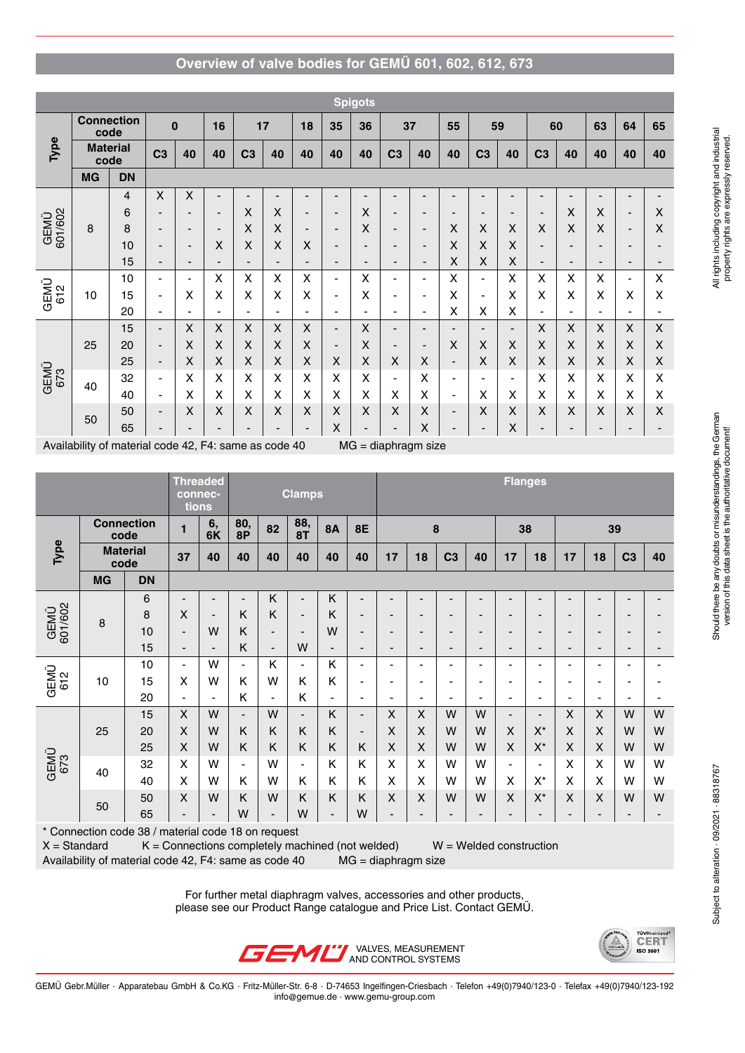## Overview of valve bodies for GEMÜ 601, 602, 612, 673

| Type | Connection code | | 0 | | 16 | 17 | | 18 | 35 | 36 | 37 | | 55 | 59 | | 60 | | 63 | 64 | 65 |
|---|---|---|---|---|---|---|---|---|---|---|---|---|---|---|---|---|---|---|---|---|
| | **Material code** | | C3 | 40 | 40 | C3 | 40 | 40 | 40 | 40 | C3 | 40 | 40 | C3 | 40 | C3 | 40 | 40 | 40 | 40 |
| | **MG** | **DN** | Spigots | | | | | | | | | | | | | | | | | |
| GEMÜ 601/602 | 8 | 4 | X | X | - | - | - | - | - | - | - | - | - | - | - | - | - | - | - | - |
| | | 6 | - | - | - | X | X | - | - | X | - | - | - | - | - | - | X | X | - | X |
| | | 8 | - | - | - | X | X | - | - | X | - | - | X | X | X | X | X | X | - | X |
| | | 10 | - | - | X | X | X | X | - | - | - | - | X | X | X | - | - | - | - | - |
| | | 15 | - | - | - | - | - | - | - | - | - | - | X | X | X | - | - | - | - | - |
| GEMÜ 612 | 10 | 10 | - | - | X | X | X | X | - | X | - | - | X | - | X | X | X | X | - | X |
| | | 15 | - | X | X | X | X | X | - | X | - | - | X | - | X | X | X | X | X | X |
| | | 20 | - | - | - | - | - | - | - | - | - | - | X | X | X | - | - | - | - | - |
| GEMÜ 673 | 25 | 15 | - | X | X | X | X | X | - | X | - | - | - | - | - | X | X | X | X | X |
| | | 20 | - | X | X | X | X | X | - | X | - | - | X | X | X | X | X | X | X | X |
| | | 25 | - | X | X | X | X | X | X | X | X | X | - | X | X | X | X | X | X | X |
| | 40 | 32 | - | X | X | X | X | X | X | X | - | X | - | - | - | X | X | X | X | X |
| | | 40 | - | X | X | X | X | X | X | X | X | X | - | X | X | X | X | X | X | X |
| | 50 | 50 | - | X | X | X | X | X | X | X | X | X | - | X | X | X | X | X | X | X |
| | | 65 | - | - | - | - | - | - | X | - | - | X | - | - | X | - | - | - | - | - |

Availability of material code 42, F4: same as code 40 MG = diaphragm size

| Type | Connection code | | Threaded connections: 1 | Clamps: 6, 6K | 80, 8P | 82 | 88, 8T | 8A | 8E | Flanges: 8 | | | | 38 | | 39 | | | |
|---|---|---|---|---|---|---|---|---|---|---|---|---|---|---|---|---|---|---|---|
| | **Material code** | | 37 | 40 | 40 | 40 | 40 | 40 | 40 | 17 | 18 | C3 | 40 | 17 | 18 | 17 | 18 | C3 | 40 |
| | **MG** | **DN** | | | | | | | | | | | | | | | | | |
| GEMÜ 601/602 | 8 | 6 | - | - | - | K | - | K | - | - | - | - | - | - | - | - | - | - | - |
| | | 8 | X | - | K | K | - | K | - | - | - | - | - | - | - | - | - | - | - |
| | | 10 | - | W | K | - | - | W | - | - | - | - | - | - | - | - | - | - | - |
| | | 15 | - | - | K | - | W | - | - | - | - | - | - | - | - | - | - | - | - |
| GEMÜ 612 | 10 | 10 | - | W | - | K | - | K | - | - | - | - | - | - | - | - | - | - | - |
| | | 15 | X | W | K | W | K | K | - | - | - | - | - | - | - | - | - | - | - |
| | | 20 | - | - | K | - | K | - | - | - | - | - | - | - | - | - | - | - | - |
| GEMÜ 673 | 25 | 15 | X | W | - | W | - | K | - | X | X | W | W | - | - | X | X | W | W |
| | | 20 | X | W | K | K | K | K | - | X | X | W | W | X | X* | X | X | W | W |
| | | 25 | X | W | K | K | K | K | K | X | X | W | W | X | X* | X | X | W | W |
| | 40 | 32 | X | W | - | W | - | K | K | X | X | W | W | - | - | X | X | W | W |
| | | 40 | X | W | K | W | K | K | K | X | X | W | W | X | X* | X | X | W | W |
| | 50 | 50 | X | W | K | W | K | K | K | X | X | W | W | X | X* | X | X | W | W |
| | | 65 | - | - | W | - | W | - | W | - | - | - | - | - | - | - | - | - | - |

* Connection code 38 / material code 18 on request
X = Standard K = Connections completely machined (not welded) W = Welded construction
Availability of material code 42, F4: same as code 40 MG = diaphragm size

For further metal diaphragm valves, accessories and other products, please see our Product Range catalogue and Price List. Contact GEMÜ.

GEMÜ VALVES, MEASUREMENT AND CONTROL SYSTEMS

GEMÜ Gebr.Müller · Apparatebau GmbH & Co.KG · Fritz-Müller-Str. 6-8 · D-74653 Ingelfingen-Criesbach · Telefon +49(0)7940/123-0 · Telefax +49(0)7940/123-192
info@gemue.de · www.gemu-group.com

All rights including copyright and industrial property rights are expressly reserved.

Should there be any doubts or misunderstandings, the German version of this data sheet is the authoritative document!

Subject to alteration · 09/2021 · 88318767